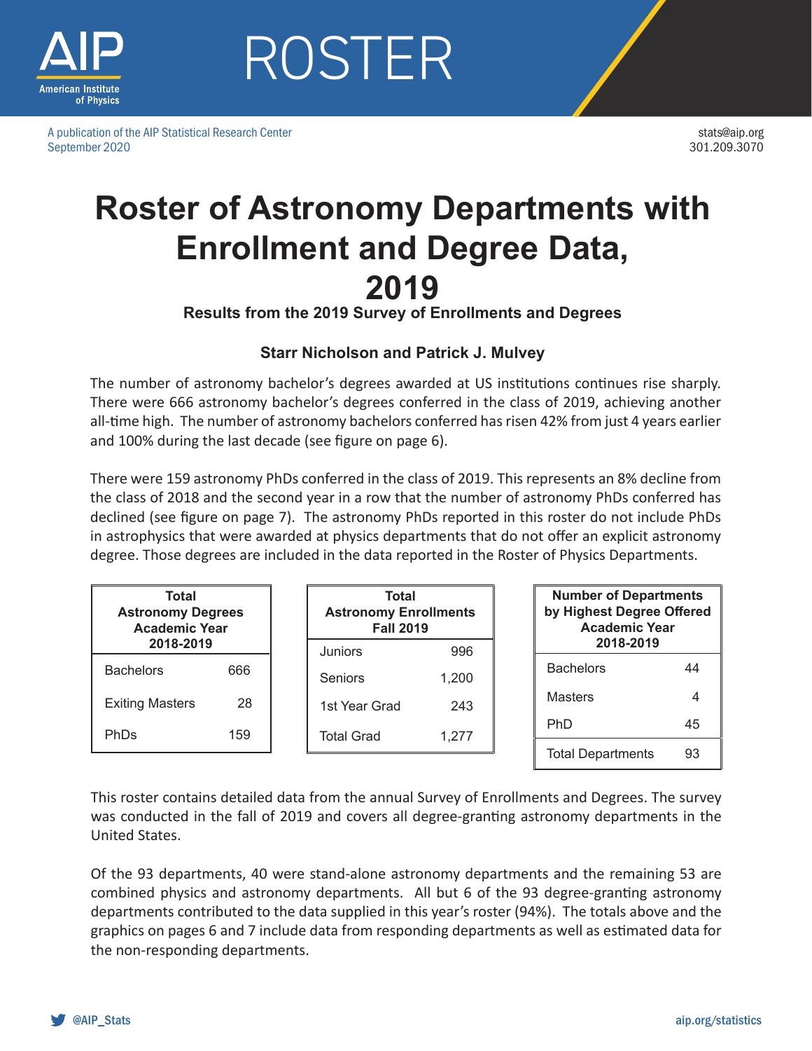# ROSTER

A publication of the AIP Statistical Research Center
September 2020

stats@aip.org
301.209.3070

# Roster of Astronomy Departments with Enrollment and Degree Data, 2019

### Results from the 2019 Survey of Enrollments and Degrees

**Starr Nicholson and Patrick J. Mulvey**

The number of astronomy bachelor's degrees awarded at US institutions continues rise sharply. There were 666 astronomy bachelor's degrees conferred in the class of 2019, achieving another all-time high. The number of astronomy bachelors conferred has risen 42% from just 4 years earlier and 100% during the last decade (see figure on page 6).

There were 159 astronomy PhDs conferred in the class of 2019. This represents an 8% decline from the class of 2018 and the second year in a row that the number of astronomy PhDs conferred has declined (see figure on page 7). The astronomy PhDs reported in this roster do not include PhDs in astrophysics that were awarded at physics departments that do not offer an explicit astronomy degree. Those degrees are included in the data reported in the Roster of Physics Departments.

| Total Astronomy Degrees Academic Year 2018-2019 | |
|---|---|
| Bachelors | 666 |
| Exiting Masters | 28 |
| PhDs | 159 |

| Total Astronomy Enrollments Fall 2019 | |
|---|---|
| Juniors | 996 |
| Seniors | 1,200 |
| 1st Year Grad | 243 |
| Total Grad | 1,277 |

| Number of Departments by Highest Degree Offered Academic Year 2018-2019 | |
|---|---|
| Bachelors | 44 |
| Masters | 4 |
| PhD | 45 |
| Total Departments | 93 |

This roster contains detailed data from the annual Survey of Enrollments and Degrees. The survey was conducted in the fall of 2019 and covers all degree-granting astronomy departments in the United States.

Of the 93 departments, 40 were stand-alone astronomy departments and the remaining 53 are combined physics and astronomy departments. All but 6 of the 93 degree-granting astronomy departments contributed to the data supplied in this year's roster (94%). The totals above and the graphics on pages 6 and 7 include data from responding departments as well as estimated data for the non-responding departments.

@AIP_Stats

aip.org/statistics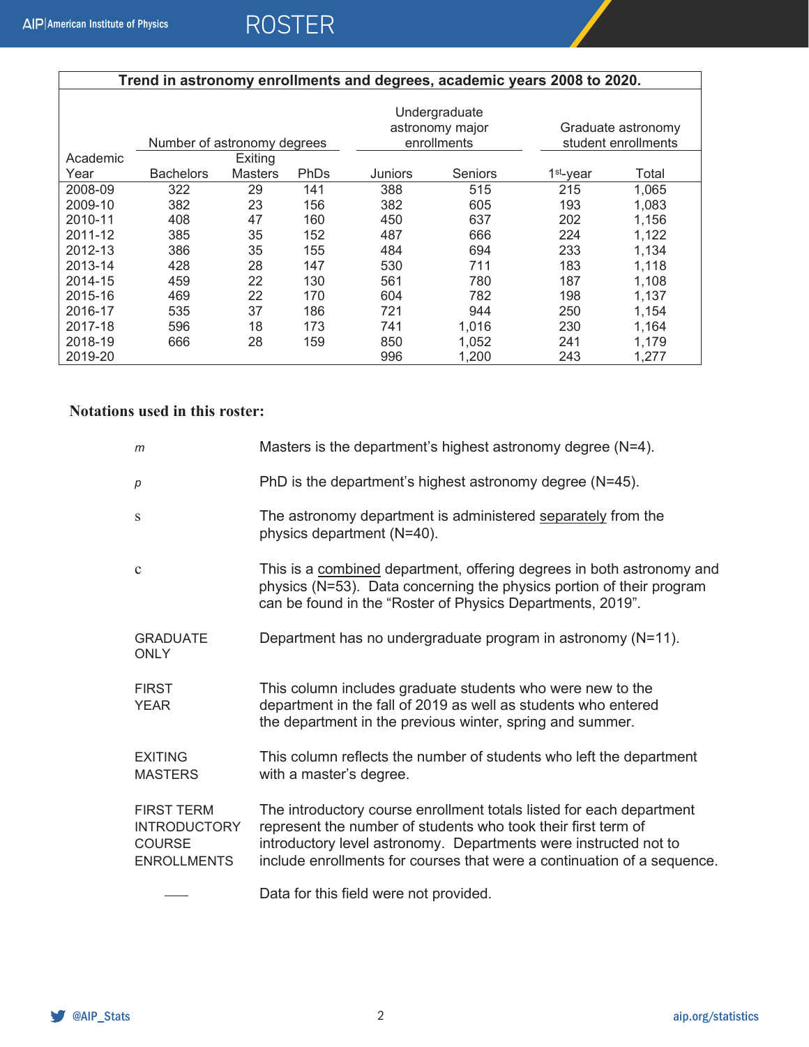| Trend in astronomy enrollments and degrees, academic years 2008 to 2020. | | | | | | | |
|---|---|---|---|---|---|---|---|
| | Number of astronomy degrees | | | Undergraduate astronomy major enrollments | | Graduate astronomy student enrollments | |
| Academic Year | Bachelors | Exiting Masters | PhDs | Juniors | Seniors | 1st-year | Total |
| 2008-09 | 322 | 29 | 141 | 388 | 515 | 215 | 1,065 |
| 2009-10 | 382 | 23 | 156 | 382 | 605 | 193 | 1,083 |
| 2010-11 | 408 | 47 | 160 | 450 | 637 | 202 | 1,156 |
| 2011-12 | 385 | 35 | 152 | 487 | 666 | 224 | 1,122 |
| 2012-13 | 386 | 35 | 155 | 484 | 694 | 233 | 1,134 |
| 2013-14 | 428 | 28 | 147 | 530 | 711 | 183 | 1,118 |
| 2014-15 | 459 | 22 | 130 | 561 | 780 | 187 | 1,108 |
| 2015-16 | 469 | 22 | 170 | 604 | 782 | 198 | 1,137 |
| 2016-17 | 535 | 37 | 186 | 721 | 944 | 250 | 1,154 |
| 2017-18 | 596 | 18 | 173 | 741 | 1,016 | 230 | 1,164 |
| 2018-19 | 666 | 28 | 159 | 850 | 1,052 | 241 | 1,179 |
| 2019-20 | | | | 996 | 1,200 | 243 | 1,277 |

**Notations used in this roster:**

| | |
|---|---|
| *m* | Masters is the department's highest astronomy degree (N=4). |
| *p* | PhD is the department's highest astronomy degree (N=45). |
| s | The astronomy department is administered separately from the physics department (N=40). |
| c | This is a combined department, offering degrees in both astronomy and physics (N=53). Data concerning the physics portion of their program can be found in the "Roster of Physics Departments, 2019". |
| GRADUATE ONLY | Department has no undergraduate program in astronomy (N=11). |
| FIRST YEAR | This column includes graduate students who were new to the department in the fall of 2019 as well as students who entered the department in the previous winter, spring and summer. |
| EXITING MASTERS | This column reflects the number of students who left the department with a master's degree. |
| FIRST TERM INTRODUCTORY COURSE ENROLLMENTS | The introductory course enrollment totals listed for each department represent the number of students who took their first term of introductory level astronomy. Departments were instructed not to include enrollments for courses that were a continuation of a sequence. |
| —— | Data for this field were not provided. |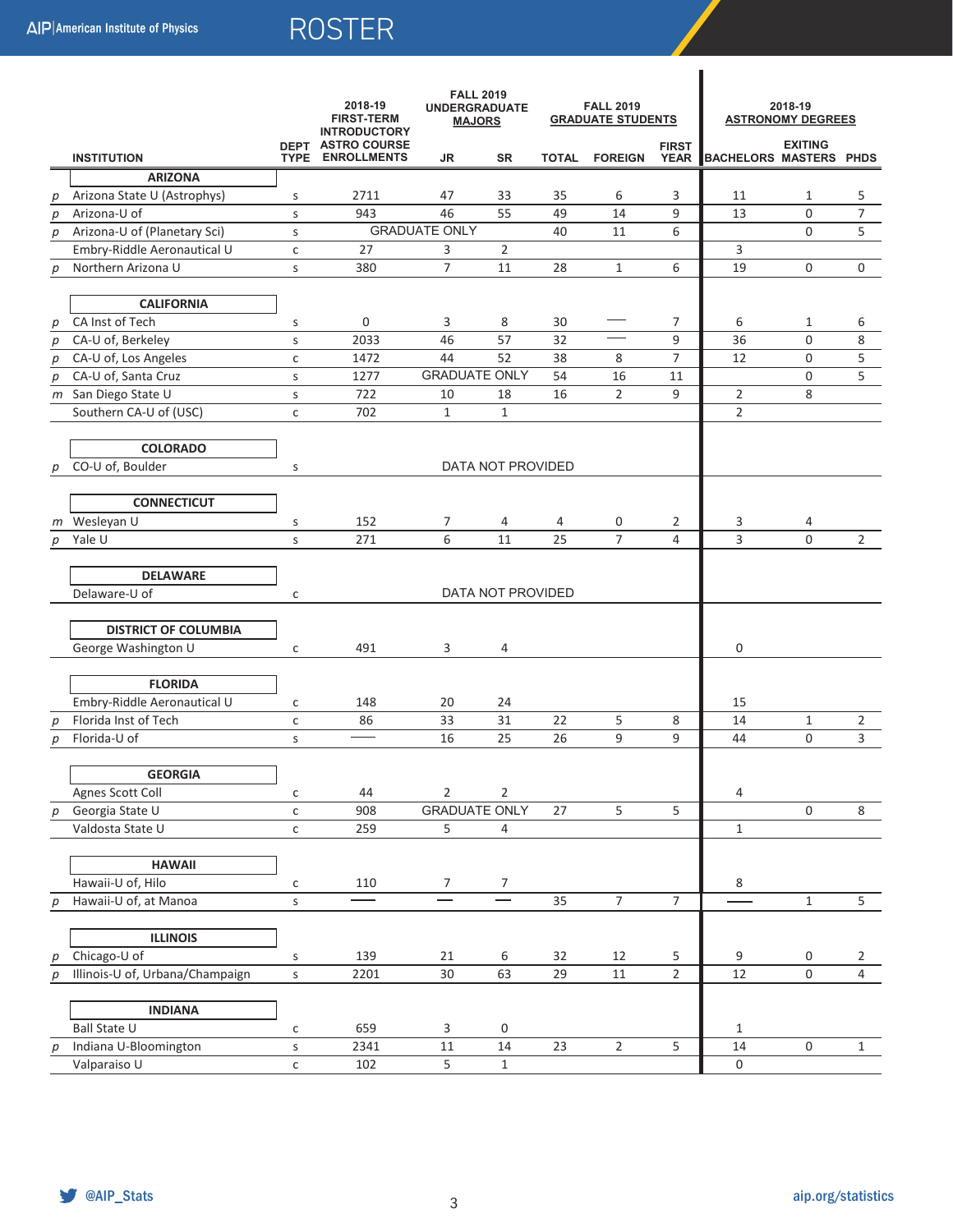# ROSTER

| | INSTITUTION | DEPT TYPE | 2018-19 FIRST-TERM INTRODUCTORY ASTRO COURSE ENROLLMENTS | FALL 2019 UNDERGRADUATE MAJORS | | FALL 2019 GRADUATE STUDENTS | | | 2018-19 ASTRONOMY DEGREES | | |
|---|---|---|---|---|---|---|---|---|---|---|---|
| | | | | JR | SR | TOTAL | FOREIGN | FIRST YEAR | BACHELORS | EXITING MASTERS | PHDS |
| | **ARIZONA** | | | | | | | | | | |
| p | Arizona State U (Astrophys) | s | 2711 | 47 | 33 | 35 | 6 | 3 | 11 | 1 | 5 |
| p | Arizona-U of | s | 943 | 46 | 55 | 49 | 14 | 9 | 13 | 0 | 7 |
| p | Arizona-U of (Planetary Sci) | s | GRADUATE ONLY | | | 40 | 11 | 6 | | 0 | 5 |
| | Embry-Riddle Aeronautical U | c | 27 | 3 | 2 | | | | 3 | | |
| p | Northern Arizona U | s | 380 | 7 | 11 | 28 | 1 | 6 | 19 | 0 | 0 |
| | **CALIFORNIA** | | | | | | | | | | |
| p | CA Inst of Tech | s | 0 | 3 | 8 | 30 | — | 7 | 6 | 1 | 6 |
| p | CA-U of, Berkeley | s | 2033 | 46 | 57 | 32 | — | 9 | 36 | 0 | 8 |
| p | CA-U of, Los Angeles | c | 1472 | 44 | 52 | 38 | 8 | 7 | 12 | 0 | 5 |
| p | CA-U of, Santa Cruz | s | 1277 | GRADUATE ONLY | | 54 | 16 | 11 | | 0 | 5 |
| m | San Diego State U | s | 722 | 10 | 18 | 16 | 2 | 9 | 2 | 8 | |
| | Southern CA-U of (USC) | c | 702 | 1 | 1 | | | | 2 | | |
| | **COLORADO** | | | | | | | | | | |
| p | CO-U of, Boulder | s | DATA NOT PROVIDED | | | | | | | | |
| | **CONNECTICUT** | | | | | | | | | | |
| m | Wesleyan U | s | 152 | 7 | 4 | 4 | 0 | 2 | 3 | 4 | |
| p | Yale U | s | 271 | 6 | 11 | 25 | 7 | 4 | 3 | 0 | 2 |
| | **DELAWARE** | | | | | | | | | | |
| | Delaware-U of | c | DATA NOT PROVIDED | | | | | | | | |
| | **DISTRICT OF COLUMBIA** | | | | | | | | | | |
| | George Washington U | c | 491 | 3 | 4 | | | | 0 | | |
| | **FLORIDA** | | | | | | | | | | |
| | Embry-Riddle Aeronautical U | c | 148 | 20 | 24 | | | | 15 | | |
| p | Florida Inst of Tech | c | 86 | 33 | 31 | 22 | 5 | 8 | 14 | 1 | 2 |
| p | Florida-U of | s | — | 16 | 25 | 26 | 9 | 9 | 44 | 0 | 3 |
| | **GEORGIA** | | | | | | | | | | |
| | Agnes Scott Coll | c | 44 | 2 | 2 | | | | 4 | | |
| p | Georgia State U | c | 908 | GRADUATE ONLY | | 27 | 5 | 5 | | 0 | 8 |
| | Valdosta State U | c | 259 | 5 | 4 | | | | 1 | | |
| | **HAWAII** | | | | | | | | | | |
| | Hawaii-U of, Hilo | c | 110 | 7 | 7 | | | | 8 | | |
| p | Hawaii-U of, at Manoa | s | — | — | — | 35 | 7 | 7 | — | 1 | 5 |
| | **ILLINOIS** | | | | | | | | | | |
| p | Chicago-U of | s | 139 | 21 | 6 | 32 | 12 | 5 | 9 | 0 | 2 |
| p | Illinois-U of, Urbana/Champaign | s | 2201 | 30 | 63 | 29 | 11 | 2 | 12 | 0 | 4 |
| | **INDIANA** | | | | | | | | | | |
| | Ball State U | c | 659 | 3 | 0 | | | | 1 | | |
| p | Indiana U-Bloomington | s | 2341 | 11 | 14 | 23 | 2 | 5 | 14 | 0 | 1 |
| | Valparaiso U | c | 102 | 5 | 1 | | | | 0 | | |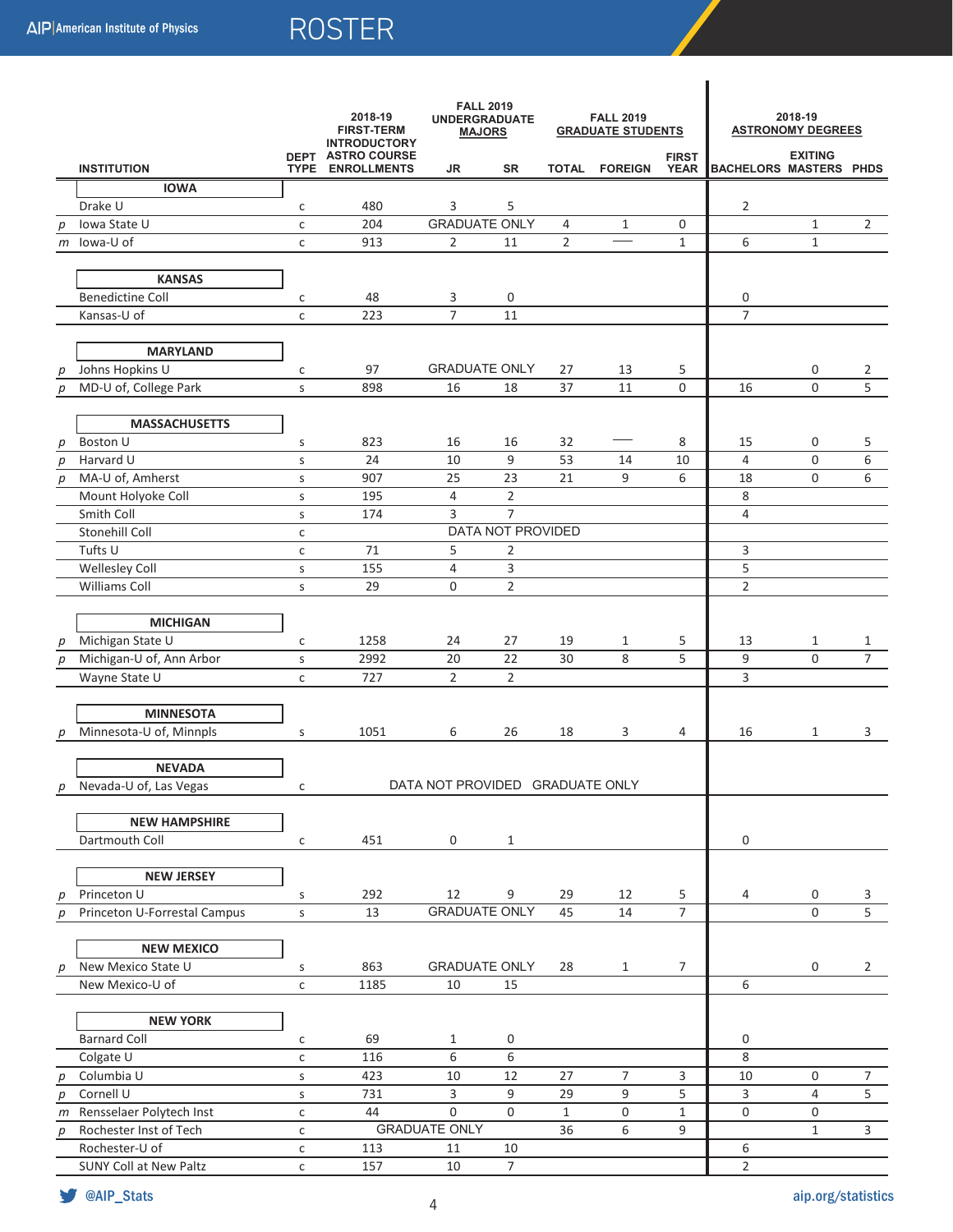## ROSTER

| | INSTITUTION | DEPT TYPE | 2018-19 FIRST-TERM INTRODUCTORY ASTRO COURSE ENROLLMENTS | FALL 2019 UNDERGRADUATE MAJORS JR | SR | FALL 2019 GRADUATE STUDENTS TOTAL | FOREIGN | FIRST YEAR | 2018-19 ASTRONOMY DEGREES BACHELORS | EXITING MASTERS | PHDS |
|---|---|---|---|---|---|---|---|---|---|---|---|
| | **IOWA** | | | | | | | | | | |
| | Drake U | c | 480 | 3 | 5 | | | | 2 | | |
| p | Iowa State U | c | 204 | GRADUATE ONLY | | 4 | 1 | 0 | | 1 | 2 |
| m | Iowa-U of | c | 913 | 2 | 11 | 2 | — | 1 | 6 | 1 | |
| | **KANSAS** | | | | | | | | | | |
| | Benedictine Coll | c | 48 | 3 | 0 | | | | 0 | | |
| | Kansas-U of | c | 223 | 7 | 11 | | | | 7 | | |
| | **MARYLAND** | | | | | | | | | | |
| p | Johns Hopkins U | c | 97 | GRADUATE ONLY | | 27 | 13 | 5 | | 0 | 2 |
| p | MD-U of, College Park | s | 898 | 16 | 18 | 37 | 11 | 0 | 16 | 0 | 5 |
| | **MASSACHUSETTS** | | | | | | | | | | |
| p | Boston U | s | 823 | 16 | 16 | 32 | — | 8 | 15 | 0 | 5 |
| p | Harvard U | s | 24 | 10 | 9 | 53 | 14 | 10 | 4 | 0 | 6 |
| p | MA-U of, Amherst | s | 907 | 25 | 23 | 21 | 9 | 6 | 18 | 0 | 6 |
| | Mount Holyoke Coll | s | 195 | 4 | 2 | | | | 8 | | |
| | Smith Coll | s | 174 | 3 | 7 | | | | 4 | | |
| | Stonehill Coll | c | DATA NOT PROVIDED | | | | | | | | |
| | Tufts U | c | 71 | 5 | 2 | | | | 3 | | |
| | Wellesley Coll | s | 155 | 4 | 3 | | | | 5 | | |
| | Williams Coll | s | 29 | 0 | 2 | | | | 2 | | |
| | **MICHIGAN** | | | | | | | | | | |
| p | Michigan State U | c | 1258 | 24 | 27 | 19 | 1 | 5 | 13 | 1 | 1 |
| p | Michigan-U of, Ann Arbor | s | 2992 | 20 | 22 | 30 | 8 | 5 | 9 | 0 | 7 |
| | Wayne State U | c | 727 | 2 | 2 | | | | 3 | | |
| | **MINNESOTA** | | | | | | | | | | |
| p | Minnesota-U of, Minnpls | s | 1051 | 6 | 26 | 18 | 3 | 4 | 16 | 1 | 3 |
| | **NEVADA** | | | | | | | | | | |
| p | Nevada-U of, Las Vegas | c | DATA NOT PROVIDED | | | GRADUATE ONLY | | | | | |
| | **NEW HAMPSHIRE** | | | | | | | | | | |
| | Dartmouth Coll | c | 451 | 0 | 1 | | | | 0 | | |
| | **NEW JERSEY** | | | | | | | | | | |
| p | Princeton U | s | 292 | 12 | 9 | 29 | 12 | 5 | 4 | 0 | 3 |
| p | Princeton U-Forrestal Campus | s | 13 | GRADUATE ONLY | | 45 | 14 | 7 | | 0 | 5 |
| | **NEW MEXICO** | | | | | | | | | | |
| p | New Mexico State U | s | 863 | GRADUATE ONLY | | 28 | 1 | 7 | | 0 | 2 |
| | New Mexico-U of | c | 1185 | 10 | 15 | | | | 6 | | |
| | **NEW YORK** | | | | | | | | | | |
| | Barnard Coll | c | 69 | 1 | 0 | | | | 0 | | |
| | Colgate U | c | 116 | 6 | 6 | | | | 8 | | |
| p | Columbia U | s | 423 | 10 | 12 | 27 | 7 | 3 | 10 | 0 | 7 |
| p | Cornell U | s | 731 | 3 | 9 | 29 | 9 | 5 | 3 | 4 | 5 |
| m | Rensselaer Polytech Inst | c | 44 | 0 | 0 | 1 | 0 | 1 | 0 | 0 | |
| p | Rochester Inst of Tech | c | GRADUATE ONLY | | | 36 | 6 | 9 | | 1 | 3 |
| | Rochester-U of | c | 113 | 11 | 10 | | | | 6 | | |
| | SUNY Coll at New Paltz | c | 157 | 10 | 7 | | | | 2 | | |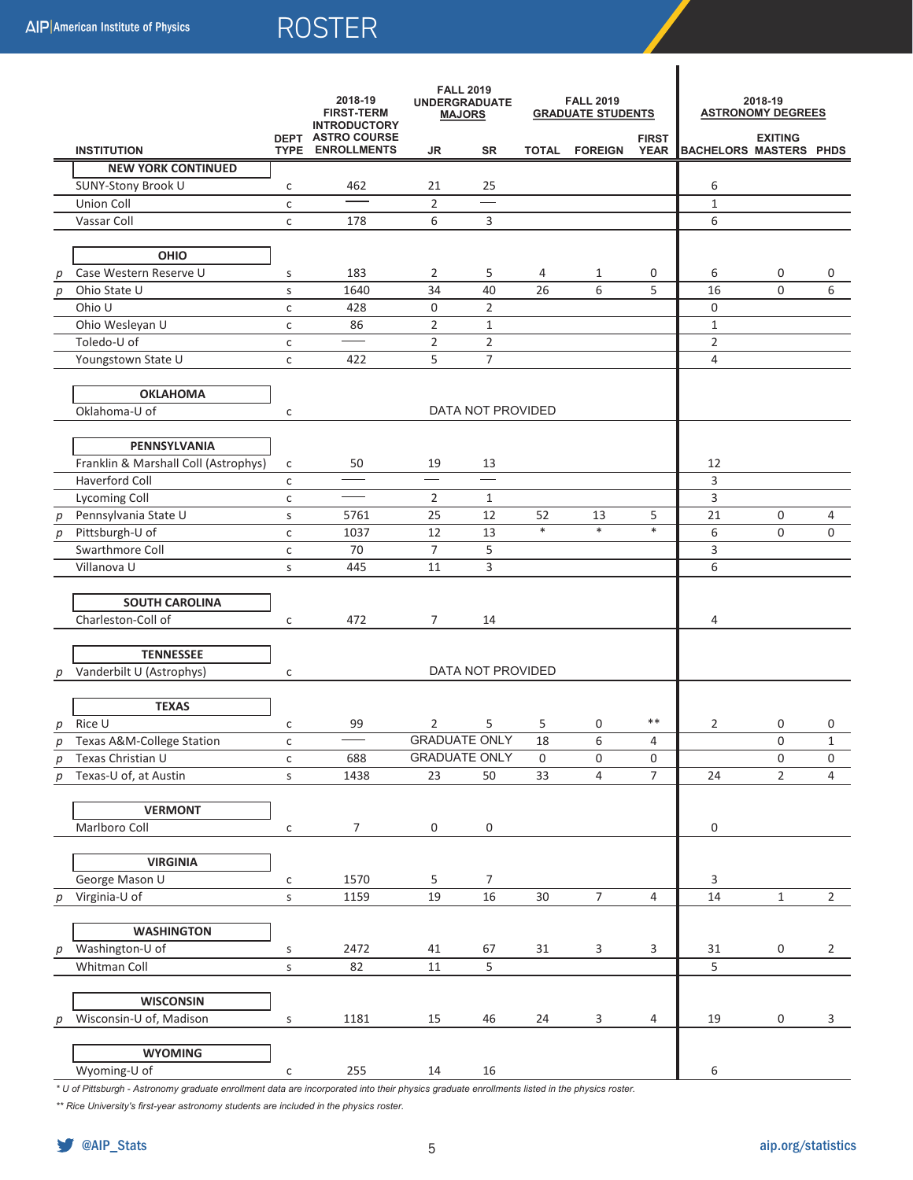# ROSTER

| | INSTITUTION | DEPT TYPE | 2018-19 FIRST-TERM INTRODUCTORY ASTRO COURSE ENROLLMENTS | FALL 2019 UNDERGRADUATE MAJORS JR | SR | FALL 2019 GRADUATE STUDENTS TOTAL | FOREIGN | FIRST YEAR | 2018-19 ASTRONOMY DEGREES BACHELORS | EXITING MASTERS | PHDS |
|---|---|---|---|---|---|---|---|---|---|---|---|
| | **NEW YORK CONTINUED** | | | | | | | | | | |
| | SUNY-Stony Brook U | c | 462 | 21 | 25 | | | | 6 | | |
| | Union Coll | c | — | 2 | — | | | | 1 | | |
| | Vassar Coll | c | 178 | 6 | 3 | | | | 6 | | |
| | **OHIO** | | | | | | | | | | |
| p | Case Western Reserve U | s | 183 | 2 | 5 | 4 | 1 | 0 | 6 | 0 | 0 |
| p | Ohio State U | s | 1640 | 34 | 40 | 26 | 6 | 5 | 16 | 0 | 6 |
| | Ohio U | c | 428 | 0 | 2 | | | | 0 | | |
| | Ohio Wesleyan U | c | 86 | 2 | 1 | | | | 1 | | |
| | Toledo-U of | c | — | 2 | 2 | | | | 2 | | |
| | Youngstown State U | c | 422 | 5 | 7 | | | | 4 | | |
| | **OKLAHOMA** | | | | | | | | | | |
| | Oklahoma-U of | c | DATA NOT PROVIDED | | | | | | | | |
| | **PENNSYLVANIA** | | | | | | | | | | |
| | Franklin & Marshall Coll (Astrophys) | c | 50 | 19 | 13 | | | | 12 | | |
| | Haverford Coll | c | — | — | — | | | | 3 | | |
| | Lycoming Coll | c | — | 2 | 1 | | | | 3 | | |
| p | Pennsylvania State U | s | 5761 | 25 | 12 | 52 | 13 | 5 | 21 | 0 | 4 |
| p | Pittsburgh-U of | c | 1037 | 12 | 13 | * | * | * | 6 | 0 | 0 |
| | Swarthmore Coll | c | 70 | 7 | 5 | | | | 3 | | |
| | Villanova U | s | 445 | 11 | 3 | | | | 6 | | |
| | **SOUTH CAROLINA** | | | | | | | | | | |
| | Charleston-Coll of | c | 472 | 7 | 14 | | | | 4 | | |
| | **TENNESSEE** | | | | | | | | | | |
| p | Vanderbilt U (Astrophys) | c | DATA NOT PROVIDED | | | | | | | | |
| | **TEXAS** | | | | | | | | | | |
| p | Rice U | c | 99 | 2 | 5 | 5 | 0 | ** | 2 | 0 | 0 |
| p | Texas A&M-College Station | c | — | GRADUATE ONLY | | 18 | 6 | 4 | | 0 | 1 |
| p | Texas Christian U | c | 688 | GRADUATE ONLY | | 0 | 0 | 0 | | 0 | 0 |
| p | Texas-U of, at Austin | s | 1438 | 23 | 50 | 33 | 4 | 7 | 24 | 2 | 4 |
| | **VERMONT** | | | | | | | | | | |
| | Marlboro Coll | c | 7 | 0 | 0 | | | | 0 | | |
| | **VIRGINIA** | | | | | | | | | | |
| | George Mason U | c | 1570 | 5 | 7 | | | | 3 | | |
| p | Virginia-U of | s | 1159 | 19 | 16 | 30 | 7 | 4 | 14 | 1 | 2 |
| | **WASHINGTON** | | | | | | | | | | |
| p | Washington-U of | s | 2472 | 41 | 67 | 31 | 3 | 3 | 31 | 0 | 2 |
| | Whitman Coll | s | 82 | 11 | 5 | | | | 5 | | |
| | **WISCONSIN** | | | | | | | | | | |
| p | Wisconsin-U of, Madison | s | 1181 | 15 | 46 | 24 | 3 | 4 | 19 | 0 | 3 |
| | **WYOMING** | | | | | | | | | | |
| | Wyoming-U of | c | 255 | 14 | 16 | | | | 6 | | |

*\* U of Pittsburgh - Astronomy graduate enrollment data are incorporated into their physics graduate enrollments listed in the physics roster.*

*\*\* Rice University's first-year astronomy students are included in the physics roster.*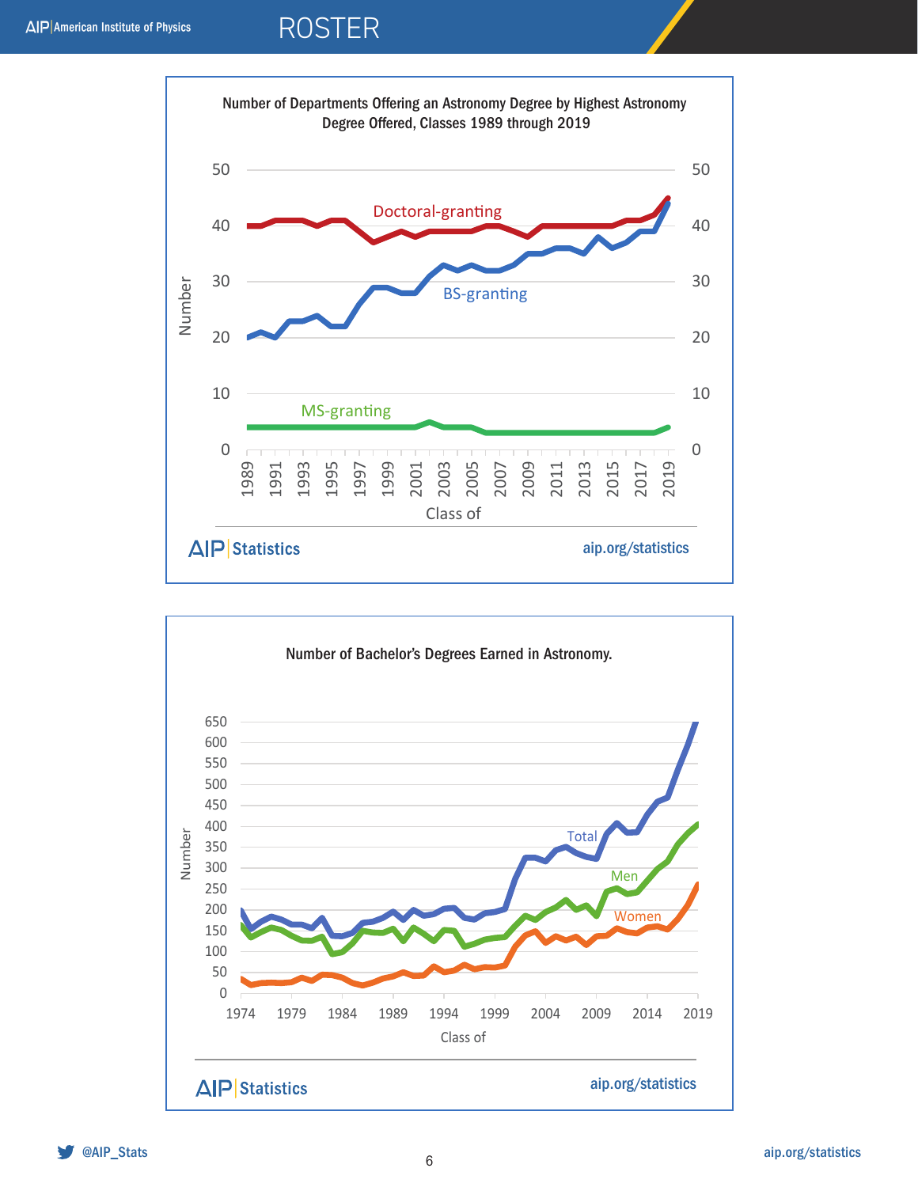Number of Departments Offering an Astronomy Degree by Highest Astronomy Degree Offered, Classes 1989 through 2019

Number of Bachelor's Degrees Earned in Astronomy.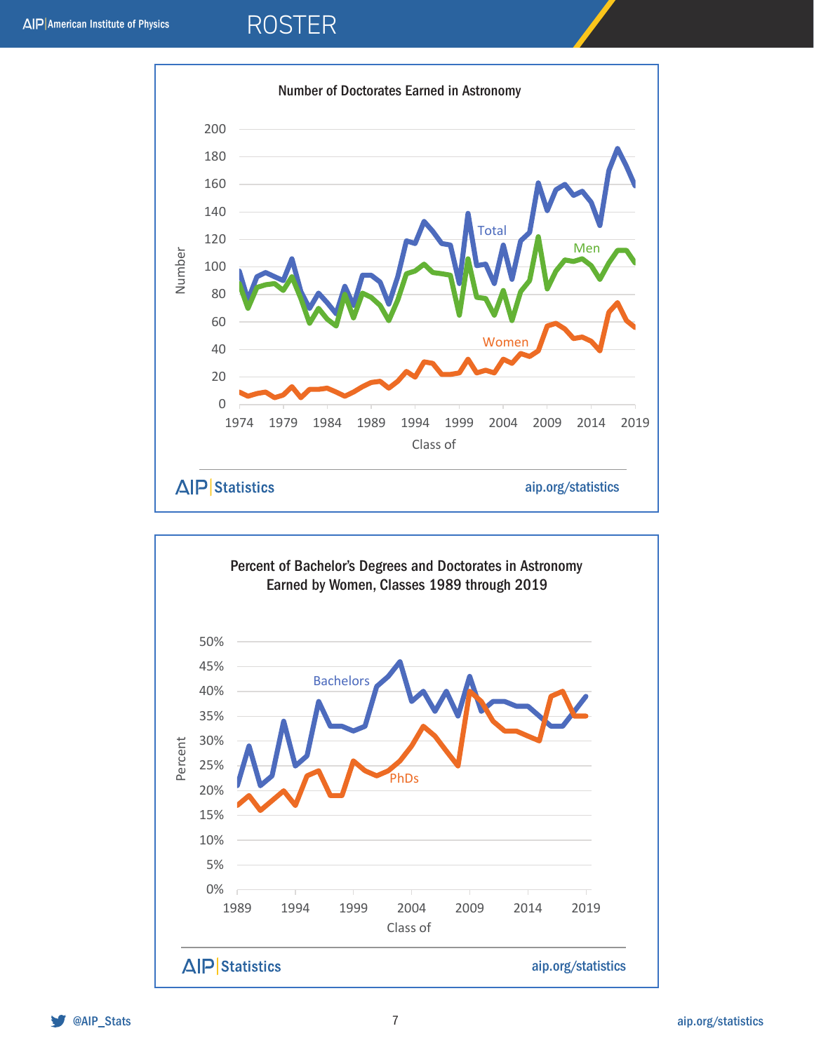**Number of Doctorates Earned in Astronomy**

**Percent of Bachelor's Degrees and Doctorates in Astronomy Earned by Women, Classes 1989 through 2019**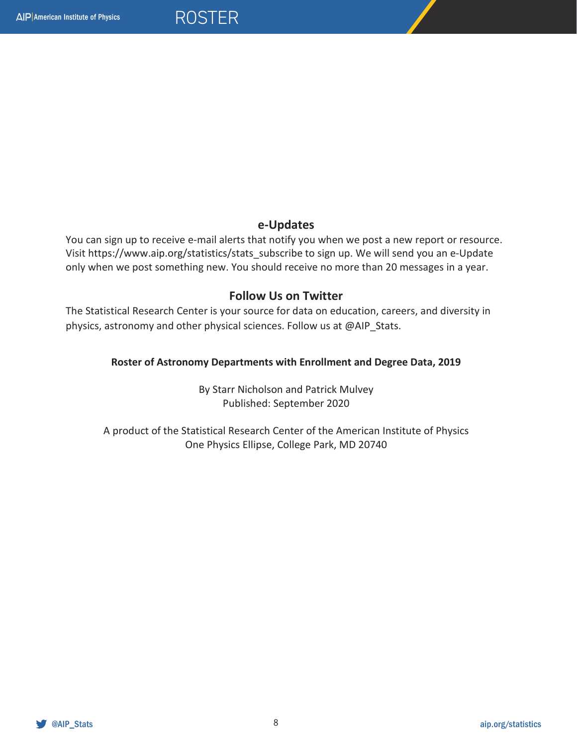## e-Updates

You can sign up to receive e-mail alerts that notify you when we post a new report or resource. Visit https://www.aip.org/statistics/stats_subscribe to sign up. We will send you an e-Update only when we post something new. You should receive no more than 20 messages in a year.

## Follow Us on Twitter

The Statistical Research Center is your source for data on education, careers, and diversity in physics, astronomy and other physical sciences. Follow us at @AIP_Stats.

**Roster of Astronomy Departments with Enrollment and Degree Data, 2019**

By Starr Nicholson and Patrick Mulvey
Published: September 2020

A product of the Statistical Research Center of the American Institute of Physics
One Physics Ellipse, College Park, MD 20740